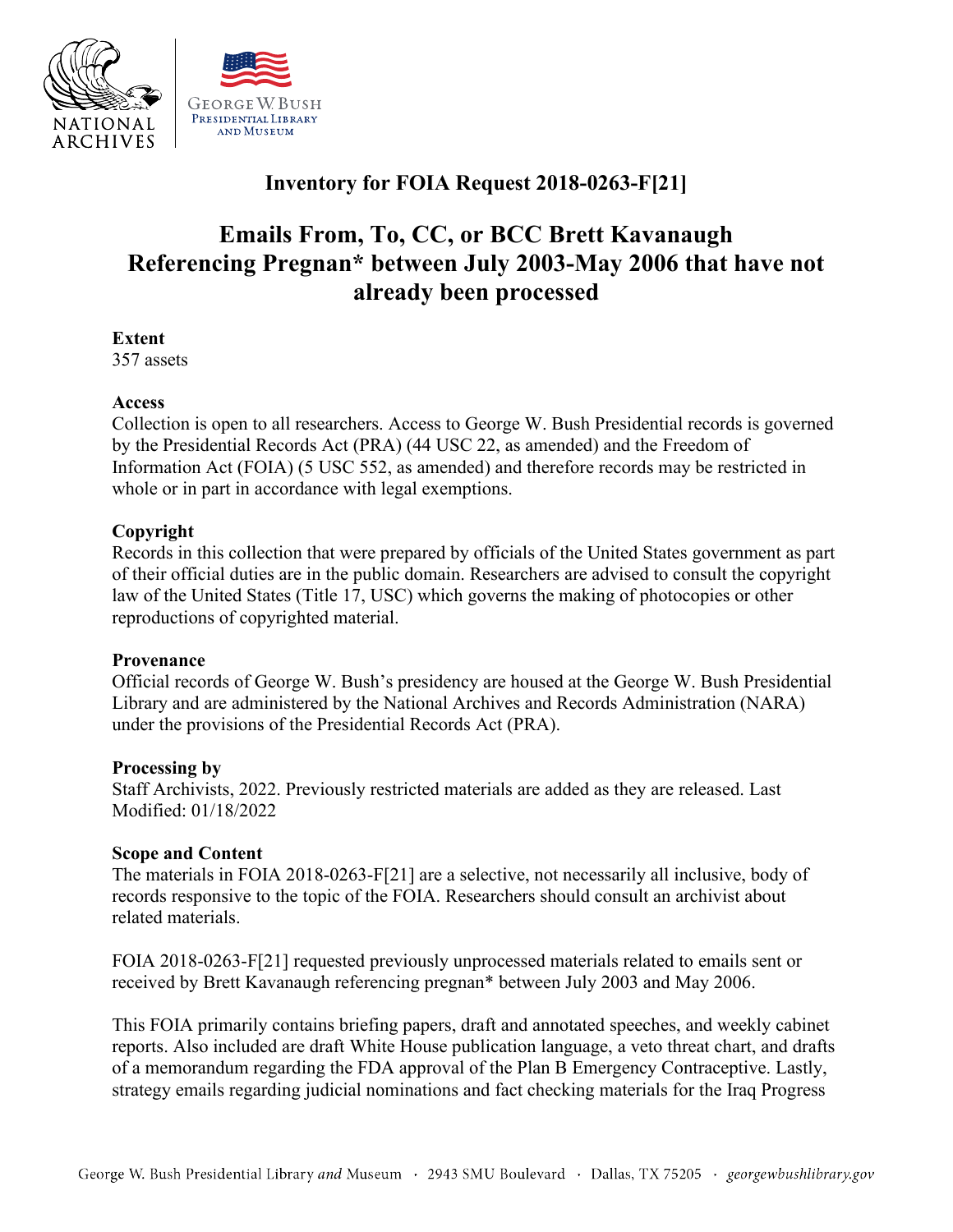# Inventory for FOIA Request 2018-0263-F[21]

## Emails From, To, CC, or BCC Brett Kavanaugh Referencing Pregnan* between July 2003-May 2006 that have not already been processed

**Extent**
357 assets

**Access**
Collection is open to all researchers. Access to George W. Bush Presidential records is governed by the Presidential Records Act (PRA) (44 USC 22, as amended) and the Freedom of Information Act (FOIA) (5 USC 552, as amended) and therefore records may be restricted in whole or in part in accordance with legal exemptions.

**Copyright**
Records in this collection that were prepared by officials of the United States government as part of their official duties are in the public domain. Researchers are advised to consult the copyright law of the United States (Title 17, USC) which governs the making of photocopies or other reproductions of copyrighted material.

**Provenance**
Official records of George W. Bush's presidency are housed at the George W. Bush Presidential Library and are administered by the National Archives and Records Administration (NARA) under the provisions of the Presidential Records Act (PRA).

**Processing by**
Staff Archivists, 2022. Previously restricted materials are added as they are released. Last Modified: 01/18/2022

**Scope and Content**
The materials in FOIA 2018-0263-F[21] are a selective, not necessarily all inclusive, body of records responsive to the topic of the FOIA. Researchers should consult an archivist about related materials.

FOIA 2018-0263-F[21] requested previously unprocessed materials related to emails sent or received by Brett Kavanaugh referencing pregnan* between July 2003 and May 2006.

This FOIA primarily contains briefing papers, draft and annotated speeches, and weekly cabinet reports. Also included are draft White House publication language, a veto threat chart, and drafts of a memorandum regarding the FDA approval of the Plan B Emergency Contraceptive. Lastly, strategy emails regarding judicial nominations and fact checking materials for the Iraq Progress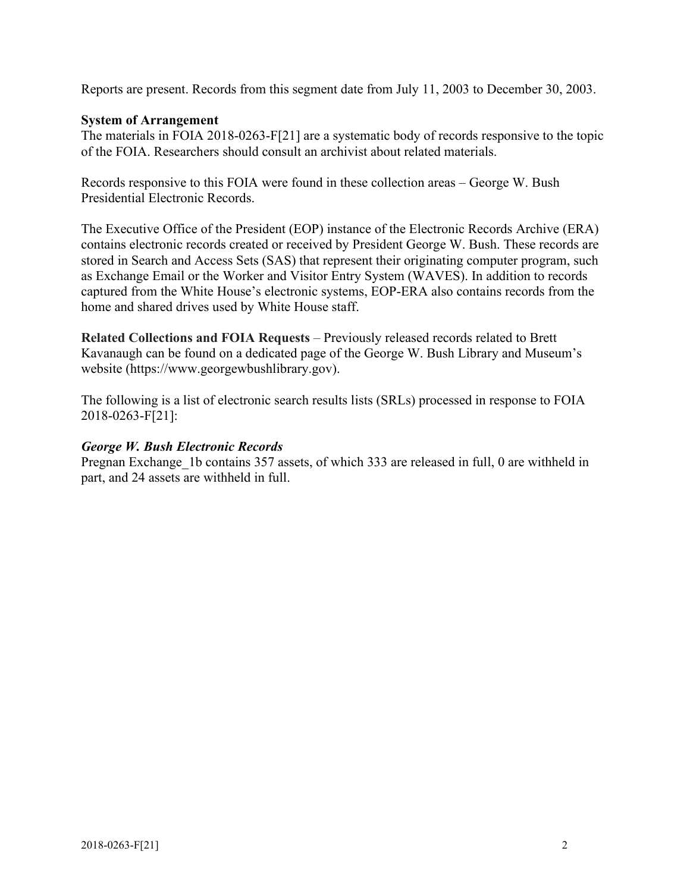Reports are present. Records from this segment date from July 11, 2003 to December 30, 2003.

**System of Arrangement**

The materials in FOIA 2018-0263-F[21] are a systematic body of records responsive to the topic of the FOIA. Researchers should consult an archivist about related materials.

Records responsive to this FOIA were found in these collection areas – George W. Bush Presidential Electronic Records.

The Executive Office of the President (EOP) instance of the Electronic Records Archive (ERA) contains electronic records created or received by President George W. Bush. These records are stored in Search and Access Sets (SAS) that represent their originating computer program, such as Exchange Email or the Worker and Visitor Entry System (WAVES). In addition to records captured from the White House's electronic systems, EOP-ERA also contains records from the home and shared drives used by White House staff.

**Related Collections and FOIA Requests** – Previously released records related to Brett Kavanaugh can be found on a dedicated page of the George W. Bush Library and Museum's website (https://www.georgewbushlibrary.gov).

The following is a list of electronic search results lists (SRLs) processed in response to FOIA 2018-0263-F[21]:

***George W. Bush Electronic Records***

Pregnan Exchange_1b contains 357 assets, of which 333 are released in full, 0 are withheld in part, and 24 assets are withheld in full.